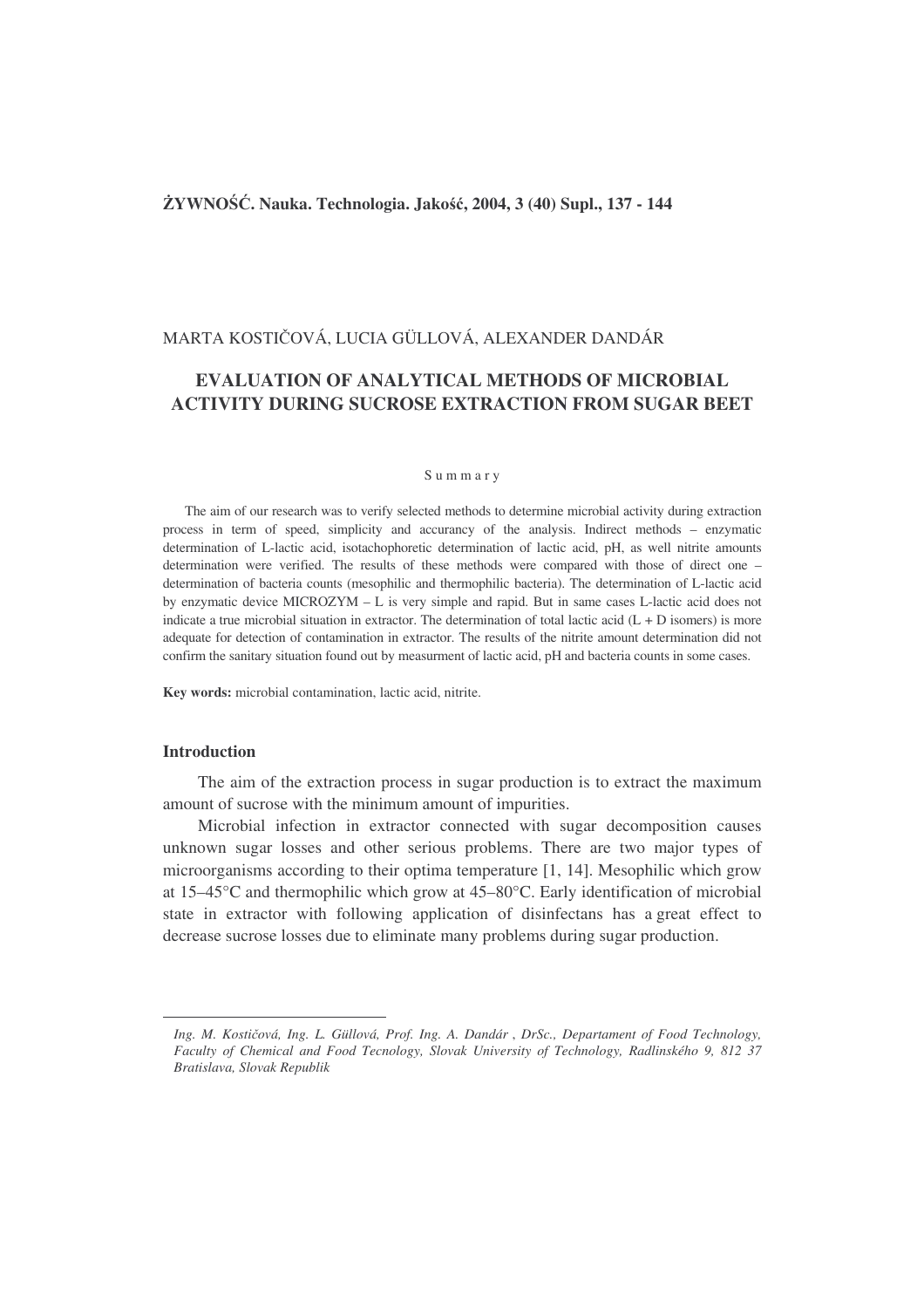MARTA KOSTIČOVÁ, LUCIA GÜLLOVÁ, ALEXANDER DANDÁR

# EVALUATION OF ANALYTICAL METHODS OF MICROBIAL ACTIVITY DURING SUCROSE EXTRACTION FROM SUGAR BEET

S u m m a r y

The aim of our research was to verify selected methods to determine microbial activity during extraction process in term of speed, simplicity and accurancy of the analysis. Indirect methods – enzymatic determination of L-lactic acid, isotachophoretic determination of lactic acid, pH, as well nitrite amounts determination were verified. The results of these methods were compared with those of direct one – determination of bacteria counts (mesophilic and thermophilic bacteria). The determination of L-lactic acid by enzymatic device MICROZYM – L is very simple and rapid. But in same cases L-lactic acid does not indicate a true microbial situation in extractor. The determination of total lactic acid (L + D isomers) is more adequate for detection of contamination in extractor. The results of the nitrite amount determination did not confirm the sanitary situation found out by measurment of lactic acid, pH and bacteria counts in some cases.

**Key words:** microbial contamination, lactic acid, nitrite.

## Introduction

The aim of the extraction process in sugar production is to extract the maximum amount of sucrose with the minimum amount of impurities.

Microbial infection in extractor connected with sugar decomposition causes unknown sugar losses and other serious problems. There are two major types of microorganisms according to their optima temperature [1, 14]. Mesophilic which grow at 15–45°C and thermophilic which grow at 45–80°C. Early identification of microbial state in extractor with following application of disinfectans has a great effect to decrease sucrose losses due to eliminate many problems during sugar production.

---

*Ing. M. Kostičová, Ing. L. Güllová, Prof. Ing. A. Dandár , DrSc., Departament of Food Technology, Faculty of Chemical and Food Tecnology, Slovak University of Technology, Radlinského 9, 812 37 Bratislava, Slovak Republik*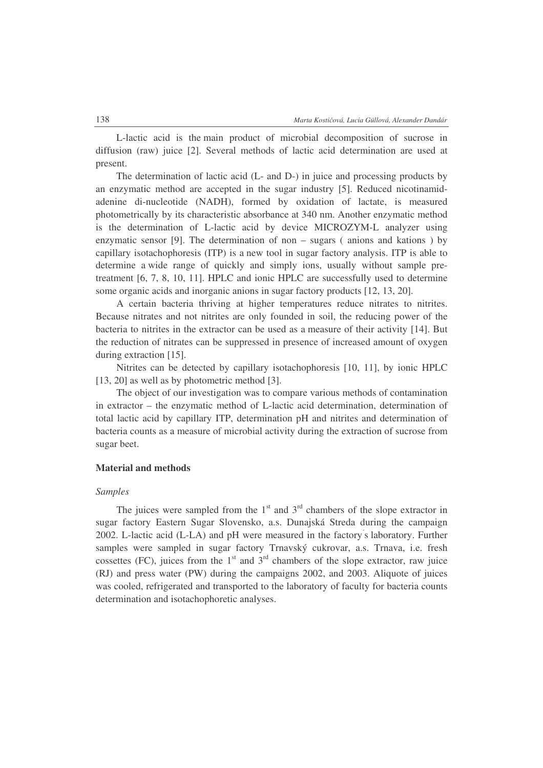L-lactic acid is the main product of microbial decomposition of sucrose in diffusion (raw) juice [2]. Several methods of lactic acid determination are used at present.

The determination of lactic acid (L- and D-) in juice and processing products by an enzymatic method are accepted in the sugar industry [5]. Reduced nicotinamid-adenine di-nucleotide (NADH), formed by oxidation of lactate, is measured photometrically by its characteristic absorbance at 340 nm. Another enzymatic method is the determination of L-lactic acid by device MICROZYM-L analyzer using enzymatic sensor [9]. The determination of non – sugars ( anions and kations ) by capillary isotachophoresis (ITP) is a new tool in sugar factory analysis. ITP is able to determine a wide range of quickly and simply ions, usually without sample pre-treatment [6, 7, 8, 10, 11]. HPLC and ionic HPLC are successfully used to determine some organic acids and inorganic anions in sugar factory products [12, 13, 20].

A certain bacteria thriving at higher temperatures reduce nitrates to nitrites. Because nitrates and not nitrites are only founded in soil, the reducing power of the bacteria to nitrites in the extractor can be used as a measure of their activity [14]. But the reduction of nitrates can be suppressed in presence of increased amount of oxygen during extraction [15].

Nitrites can be detected by capillary isotachophoresis [10, 11], by ionic HPLC [13, 20] as well as by photometric method [3].

The object of our investigation was to compare various methods of contamination in extractor – the enzymatic method of L-lactic acid determination, determination of total lactic acid by capillary ITP, determination pH and nitrites and determination of bacteria counts as a measure of microbial activity during the extraction of sucrose from sugar beet.

## Material and methods

### *Samples*

The juices were sampled from the 1st and 3rd chambers of the slope extractor in sugar factory Eastern Sugar Slovensko, a.s. Dunajská Streda during the campaign 2002. L-lactic acid (L-LA) and pH were measured in the factory´s laboratory. Further samples were sampled in sugar factory Trnavský cukrovar, a.s. Trnava, i.e. fresh cossettes (FC), juices from the 1st and 3rd chambers of the slope extractor, raw juice (RJ) and press water (PW) during the campaigns 2002, and 2003. Aliquote of juices was cooled, refrigerated and transported to the laboratory of faculty for bacteria counts determination and isotachophoretic analyses.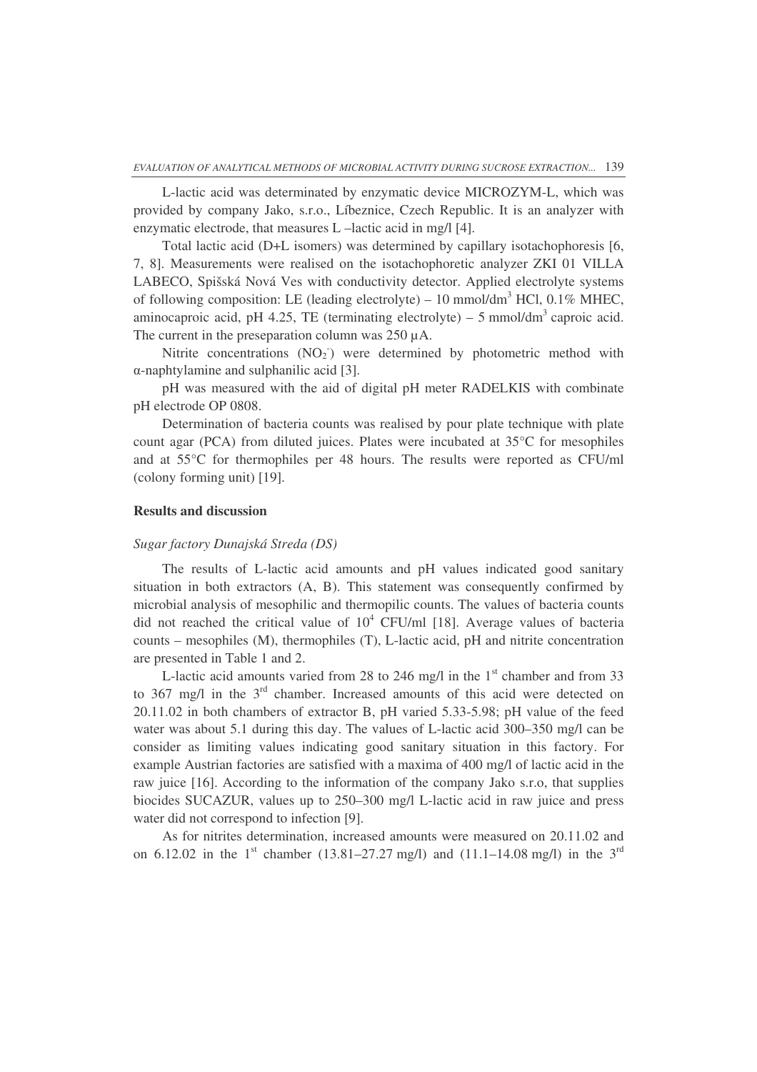L-lactic acid was determinated by enzymatic device MICROZYM-L, which was provided by company Jako, s.r.o., Líbeznice, Czech Republic. It is an analyzer with enzymatic electrode, that measures L –lactic acid in mg/l [4].

Total lactic acid (D+L isomers) was determined by capillary isotachophoresis [6, 7, 8]. Measurements were realised on the isotachophoretic analyzer ZKI 01 VILLA LABECO, Spišská Nová Ves with conductivity detector. Applied electrolyte systems of following composition: LE (leading electrolyte) – 10 mmol/dm$^3$ HCl, 0.1% MHEC, aminocaproic acid, pH 4.25, TE (terminating electrolyte) – 5 mmol/dm$^3$ caproic acid. The current in the preseparation column was 250 μA.

Nitrite concentrations ($NO_2^-$) were determined by photometric method with α-naphtylamine and sulphanilic acid [3].

pH was measured with the aid of digital pH meter RADELKIS with combinate pH electrode OP 0808.

Determination of bacteria counts was realised by pour plate technique with plate count agar (PCA) from diluted juices. Plates were incubated at 35°C for mesophiles and at 55°C for thermophiles per 48 hours. The results were reported as CFU/ml (colony forming unit) [19].

## Results and discussion

### *Sugar factory Dunajská Streda (DS)*

The results of L-lactic acid amounts and pH values indicated good sanitary situation in both extractors (A, B). This statement was consequently confirmed by microbial analysis of mesophilic and thermopilic counts. The values of bacteria counts did not reached the critical value of $10^4$ CFU/ml [18]. Average values of bacteria counts – mesophiles (M), thermophiles (T), L-lactic acid, pH and nitrite concentration are presented in Table 1 and 2.

L-lactic acid amounts varied from 28 to 246 mg/l in the 1$^{st}$ chamber and from 33 to 367 mg/l in the 3$^{rd}$ chamber. Increased amounts of this acid were detected on 20.11.02 in both chambers of extractor B, pH varied 5.33-5.98; pH value of the feed water was about 5.1 during this day. The values of L-lactic acid 300–350 mg/l can be consider as limiting values indicating good sanitary situation in this factory. For example Austrian factories are satisfied with a maxima of 400 mg/l of lactic acid in the raw juice [16]. According to the information of the company Jako s.r.o, that supplies biocides SUCAZUR, values up to 250–300 mg/l L-lactic acid in raw juice and press water did not correspond to infection [9].

As for nitrites determination, increased amounts were measured on 20.11.02 and on 6.12.02 in the 1$^{st}$ chamber (13.81–27.27 mg/l) and (11.1–14.08 mg/l) in the 3$^{rd}$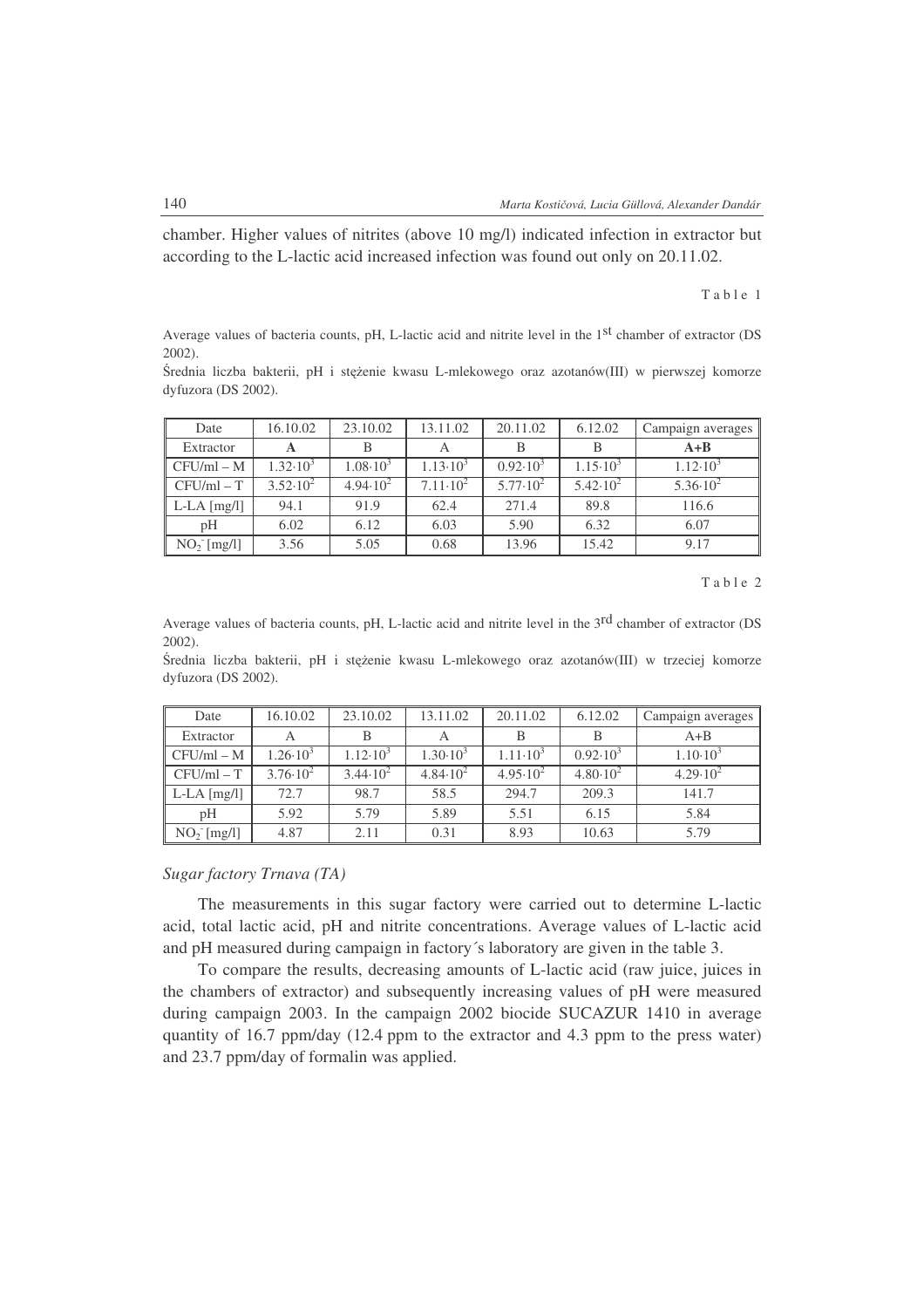chamber. Higher values of nitrites (above 10 mg/l) indicated infection in extractor but according to the L-lactic acid increased infection was found out only on 20.11.02.

Table 1

Average values of bacteria counts, pH, L-lactic acid and nitrite level in the 1st chamber of extractor (DS 2002).

Średnia liczba bakterii, pH i stężenie kwasu L-mlekowego oraz azotanów(III) w pierwszej komorze dyfuzora (DS 2002).

| Date | 16.10.02 | 23.10.02 | 13.11.02 | 20.11.02 | 6.12.02 | Campaign averages |
|---|---|---|---|---|---|---|
| Extractor | **A** | B | A | B | B | **A+B** |
| CFU/ml – M | $1.32 \cdot 10^3$ | $1.08 \cdot 10^3$ | $1.13 \cdot 10^3$ | $0.92 \cdot 10^3$ | $1.15 \cdot 10^3$ | $1.12 \cdot 10^3$ |
| CFU/ml – T | $3.52 \cdot 10^2$ | $4.94 \cdot 10^2$ | $7.11 \cdot 10^2$ | $5.77 \cdot 10^2$ | $5.42 \cdot 10^2$ | $5.36 \cdot 10^2$ |
| L-LA [mg/l] | 94.1 | 91.9 | 62.4 | 271.4 | 89.8 | 116.6 |
| pH | 6.02 | 6.12 | 6.03 | 5.90 | 6.32 | 6.07 |
| $NO_2^-$ [mg/l] | 3.56 | 5.05 | 0.68 | 13.96 | 15.42 | 9.17 |

Table 2

Average values of bacteria counts, pH, L-lactic acid and nitrite level in the 3rd chamber of extractor (DS 2002).

Średnia liczba bakterii, pH i stężenie kwasu L-mlekowego oraz azotanów(III) w trzeciej komorze dyfuzora (DS 2002).

| Date | 16.10.02 | 23.10.02 | 13.11.02 | 20.11.02 | 6.12.02 | Campaign averages |
|---|---|---|---|---|---|---|
| Extractor | A | B | A | B | B | A+B |
| CFU/ml – M | $1.26 \cdot 10^3$ | $1.12 \cdot 10^3$ | $1.30 \cdot 10^3$ | $1.11 \cdot 10^3$ | $0.92 \cdot 10^3$ | $1.10 \cdot 10^3$ |
| CFU/ml – T | $3.76 \cdot 10^2$ | $3.44 \cdot 10^2$ | $4.84 \cdot 10^2$ | $4.95 \cdot 10^2$ | $4.80 \cdot 10^2$ | $4.29 \cdot 10^2$ |
| L-LA [mg/l] | 72.7 | 98.7 | 58.5 | 294.7 | 209.3 | 141.7 |
| pH | 5.92 | 5.79 | 5.89 | 5.51 | 6.15 | 5.84 |
| $NO_2^-$ [mg/l] | 4.87 | 2.11 | 0.31 | 8.93 | 10.63 | 5.79 |

### *Sugar factory Trnava (TA)*

The measurements in this sugar factory were carried out to determine L-lactic acid, total lactic acid, pH and nitrite concentrations. Average values of L-lactic acid and pH measured during campaign in factory´s laboratory are given in the table 3.

To compare the results, decreasing amounts of L-lactic acid (raw juice, juices in the chambers of extractor) and subsequently increasing values of pH were measured during campaign 2003. In the campaign 2002 biocide SUCAZUR 1410 in average quantity of 16.7 ppm/day (12.4 ppm to the extractor and 4.3 ppm to the press water) and 23.7 ppm/day of formalin was applied.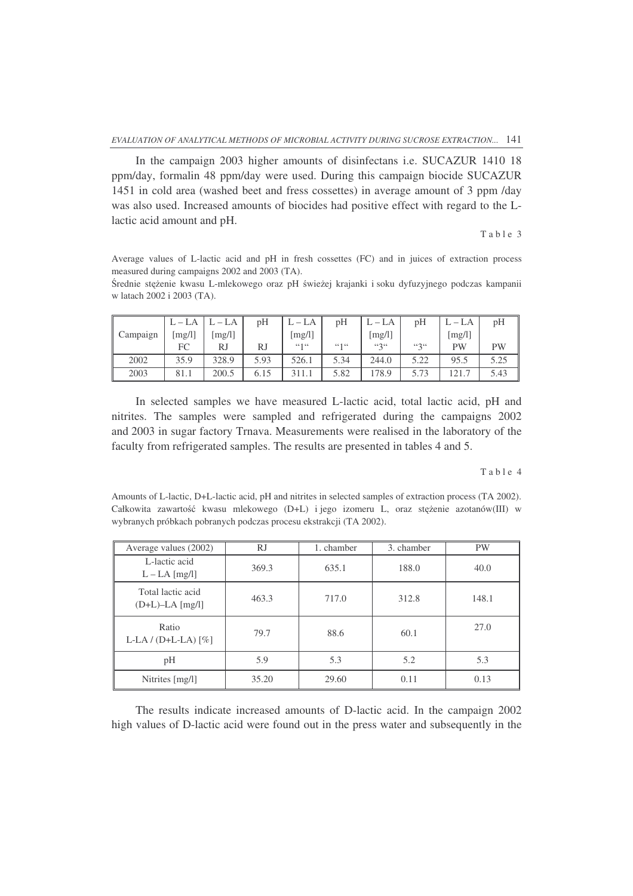In the campaign 2003 higher amounts of disinfectans i.e. SUCAZUR 1410 18 ppm/day, formalin 48 ppm/day were used. During this campaign biocide SUCAZUR 1451 in cold area (washed beet and fress cossettes) in average amount of 3 ppm /day was also used. Increased amounts of biocides had positive effect with regard to the L-lactic acid amount and pH.

Table 3

Average values of L-lactic acid and pH in fresh cossettes (FC) and in juices of extraction process measured during campaigns 2002 and 2003 (TA).

Średnie stężenie kwasu L-mlekowego oraz pH świeżej krajanki i soku dyfuzyjnego podczas kampanii w latach 2002 i 2003 (TA).

| Campaign | L – LA [mg/l] FC | L – LA [mg/l] RJ | pH RJ | L – LA [mg/l] "1" | pH "1" | L – LA [mg/l] "3" | pH "3" | L – LA [mg/l] PW | pH PW |
|---|---|---|---|---|---|---|---|---|---|
| 2002 | 35.9 | 328.9 | 5.93 | 526.1 | 5.34 | 244.0 | 5.22 | 95.5 | 5.25 |
| 2003 | 81.1 | 200.5 | 6.15 | 311.1 | 5.82 | 178.9 | 5.73 | 121.7 | 5.43 |

In selected samples we have measured L-lactic acid, total lactic acid, pH and nitrites. The samples were sampled and refrigerated during the campaigns 2002 and 2003 in sugar factory Trnava. Measurements were realised in the laboratory of the faculty from refrigerated samples. The results are presented in tables 4 and 5.

Table 4

Amounts of L-lactic, D+L-lactic acid, pH and nitrites in selected samples of extraction process (TA 2002). Całkowita zawartość kwasu mlekowego (D+L) i jego izomeru L, oraz stężenie azotanów(III) w wybranych próbkach pobranych podczas procesu ekstrakcji (TA 2002).

| Average values (2002) | RJ | 1. chamber | 3. chamber | PW |
|---|---|---|---|---|
| L-lactic acid L – LA [mg/l] | 369.3 | 635.1 | 188.0 | 40.0 |
| Total lactic acid (D+L)–LA [mg/l] | 463.3 | 717.0 | 312.8 | 148.1 |
| Ratio L-LA / (D+L-LA) [%] | 79.7 | 88.6 | 60.1 | 27.0 |
| pH | 5.9 | 5.3 | 5.2 | 5.3 |
| Nitrites [mg/l] | 35.20 | 29.60 | 0.11 | 0.13 |

The results indicate increased amounts of D-lactic acid. In the campaign 2002 high values of D-lactic acid were found out in the press water and subsequently in the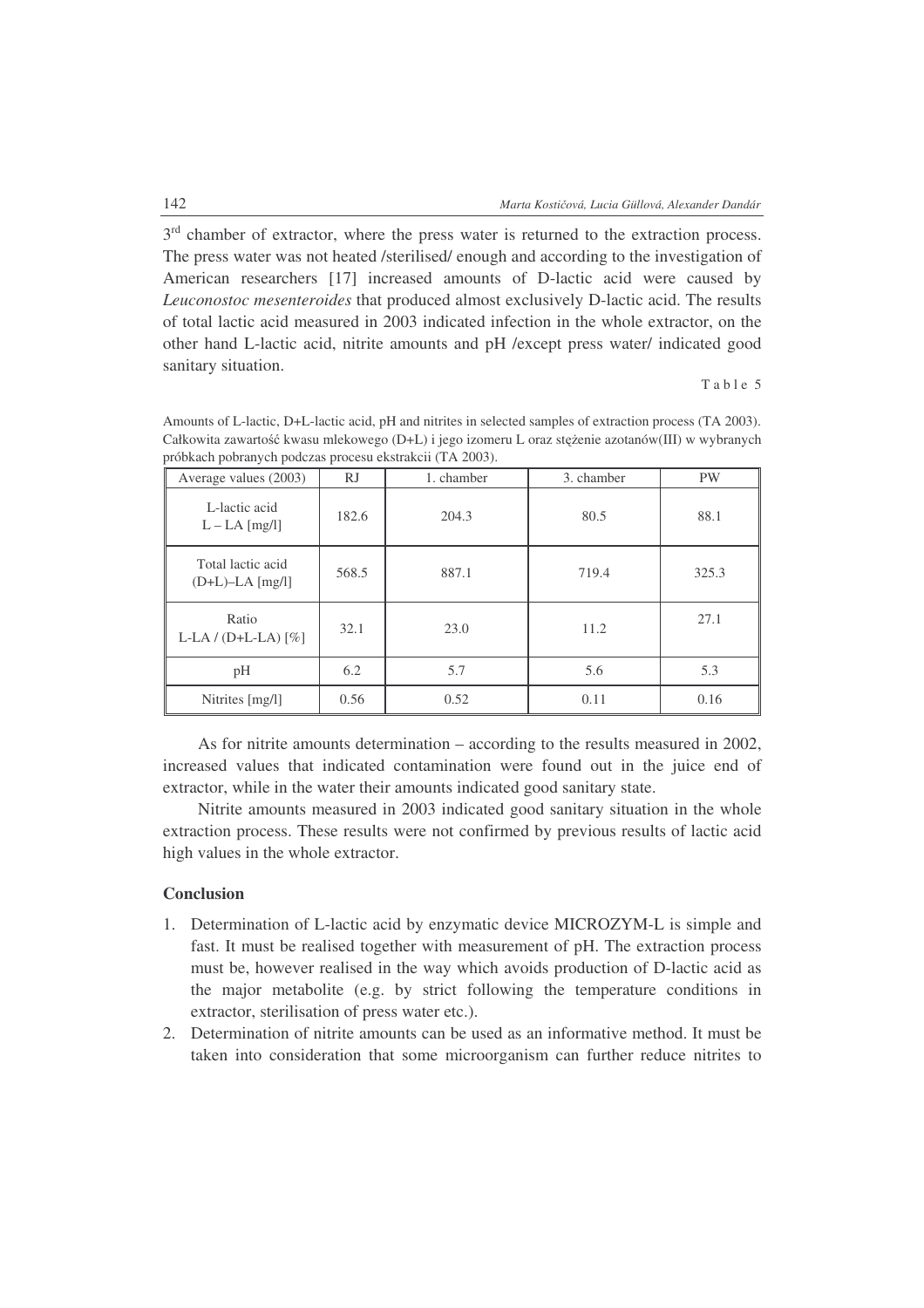3rd chamber of extractor, where the press water is returned to the extraction process. The press water was not heated /sterilised/ enough and according to the investigation of American researchers [17] increased amounts of D-lactic acid were caused by *Leuconostoc mesenteroides* that produced almost exclusively D-lactic acid. The results of total lactic acid measured in 2003 indicated infection in the whole extractor, on the other hand L-lactic acid, nitrite amounts and pH /except press water/ indicated good sanitary situation.

Table 5

Amounts of L-lactic, D+L-lactic acid, pH and nitrites in selected samples of extraction process (TA 2003).
Całkowita zawartość kwasu mlekowego (D+L) i jego izomeru L oraz stężenie azotanów(III) w wybranych próbkach pobranych podczas procesu ekstrakcii (TA 2003).

| Average values (2003) | RJ | 1. chamber | 3. chamber | PW |
|---|---|---|---|---|
| L-lactic acid L – LA [mg/l] | 182.6 | 204.3 | 80.5 | 88.1 |
| Total lactic acid (D+L)–LA [mg/l] | 568.5 | 887.1 | 719.4 | 325.3 |
| Ratio L-LA / (D+L-LA) [%] | 32.1 | 23.0 | 11.2 | 27.1 |
| pH | 6.2 | 5.7 | 5.6 | 5.3 |
| Nitrites [mg/l] | 0.56 | 0.52 | 0.11 | 0.16 |

As for nitrite amounts determination – according to the results measured in 2002, increased values that indicated contamination were found out in the juice end of extractor, while in the water their amounts indicated good sanitary state.

Nitrite amounts measured in 2003 indicated good sanitary situation in the whole extraction process. These results were not confirmed by previous results of lactic acid high values in the whole extractor.

## Conclusion

1. Determination of L-lactic acid by enzymatic device MICROZYM-L is simple and fast. It must be realised together with measurement of pH. The extraction process must be, however realised in the way which avoids production of D-lactic acid as the major metabolite (e.g. by strict following the temperature conditions in extractor, sterilisation of press water etc.).
2. Determination of nitrite amounts can be used as an informative method. It must be taken into consideration that some microorganism can further reduce nitrites to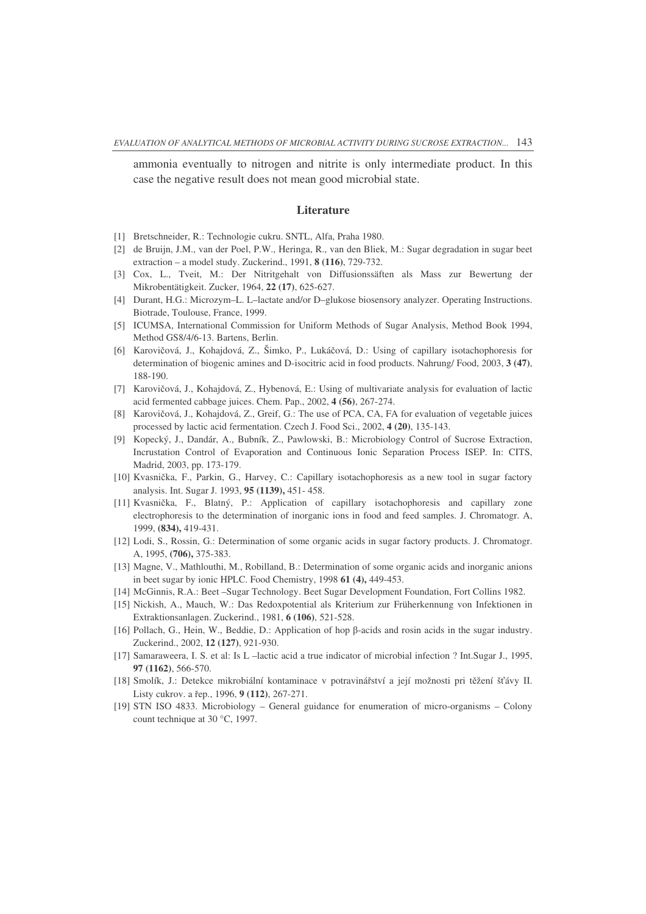ammonia eventually to nitrogen and nitrite is only intermediate product. In this case the negative result does not mean good microbial state.

## Literature

[1] Bretschneider, R.: Technologie cukru. SNTL, Alfa, Praha 1980.

[2] de Bruijn, J.M., van der Poel, P.W., Heringa, R., van den Bliek, M.: Sugar degradation in sugar beet extraction – a model study. Zuckerind., 1991, **8 (116)**, 729-732.

[3] Cox, L., Tveit, M.: Der Nitritgehalt von Diffusionssäften als Mass zur Bewertung der Mikrobentätigkeit. Zucker, 1964, **22 (17)**, 625-627.

[4] Durant, H.G.: Microzym–L. L–lactate and/or D–glukose biosensory analyzer. Operating Instructions. Biotrade, Toulouse, France, 1999.

[5] ICUMSA, International Commission for Uniform Methods of Sugar Analysis, Method Book 1994, Method GS8/4/6-13. Bartens, Berlin.

[6] Karovičová, J., Kohajdová, Z., Šimko, P., Lukáčová, D.: Using of capillary isotachophoresis for determination of biogenic amines and D-isocitric acid in food products. Nahrung/ Food, 2003, **3 (47)**, 188-190.

[7] Karovičová, J., Kohajdová, Z., Hybenová, E.: Using of multivariate analysis for evaluation of lactic acid fermented cabbage juices. Chem. Pap., 2002, **4 (56)**, 267-274.

[8] Karovičová, J., Kohajdová, Z., Greif, G.: The use of PCA, CA, FA for evaluation of vegetable juices processed by lactic acid fermentation. Czech J. Food Sci., 2002, **4 (20)**, 135-143.

[9] Kopecký, J., Dandár, A., Bubník, Z., Pawlowski, B.: Microbiology Control of Sucrose Extraction, Incrustation Control of Evaporation and Continuous Ionic Separation Process ISEP. In: CITS, Madrid, 2003, pp. 173-179.

[10] Kvasnička, F., Parkin, G., Harvey, C.: Capillary isotachophoresis as a new tool in sugar factory analysis. Int. Sugar J. 1993, **95 (1139),** 451- 458.

[11] Kvasnička, F., Blatný, P.: Application of capillary isotachophoresis and capillary zone electrophoresis to the determination of inorganic ions in food and feed samples. J. Chromatogr. A, 1999, **(834),** 419-431.

[12] Lodi, S., Rossin, G.: Determination of some organic acids in sugar factory products. J. Chromatogr. A, 1995, **(706),** 375-383.

[13] Magne, V., Mathlouthi, M., Robilland, B.: Determination of some organic acids and inorganic anions in beet sugar by ionic HPLC. Food Chemistry, 1998 **61 (4),** 449-453.

[14] McGinnis, R.A.: Beet –Sugar Technology. Beet Sugar Development Foundation, Fort Collins 1982.

[15] Nickish, A., Mauch, W.: Das Redoxpotential als Kriterium zur Früherkennung von Infektionen in Extraktionsanlagen. Zuckerind., 1981, **6 (106)**, 521-528.

[16] Pollach, G., Hein, W., Beddie, D.: Application of hop β-acids and rosin acids in the sugar industry. Zuckerind., 2002, **12 (127)**, 921-930.

[17] Samaraweera, I. S. et al: Is L –lactic acid a true indicator of microbial infection ? Int.Sugar J., 1995, **97 (1162)**, 566-570.

[18] Smolík, J.: Detekce mikrobiální kontaminace v potravinářství a její možnosti pri těžení šťávy II. Listy cukrov. a řep., 1996, **9 (112)**, 267-271.

[19] STN ISO 4833. Microbiology – General guidance for enumeration of micro-organisms – Colony count technique at 30 °C, 1997.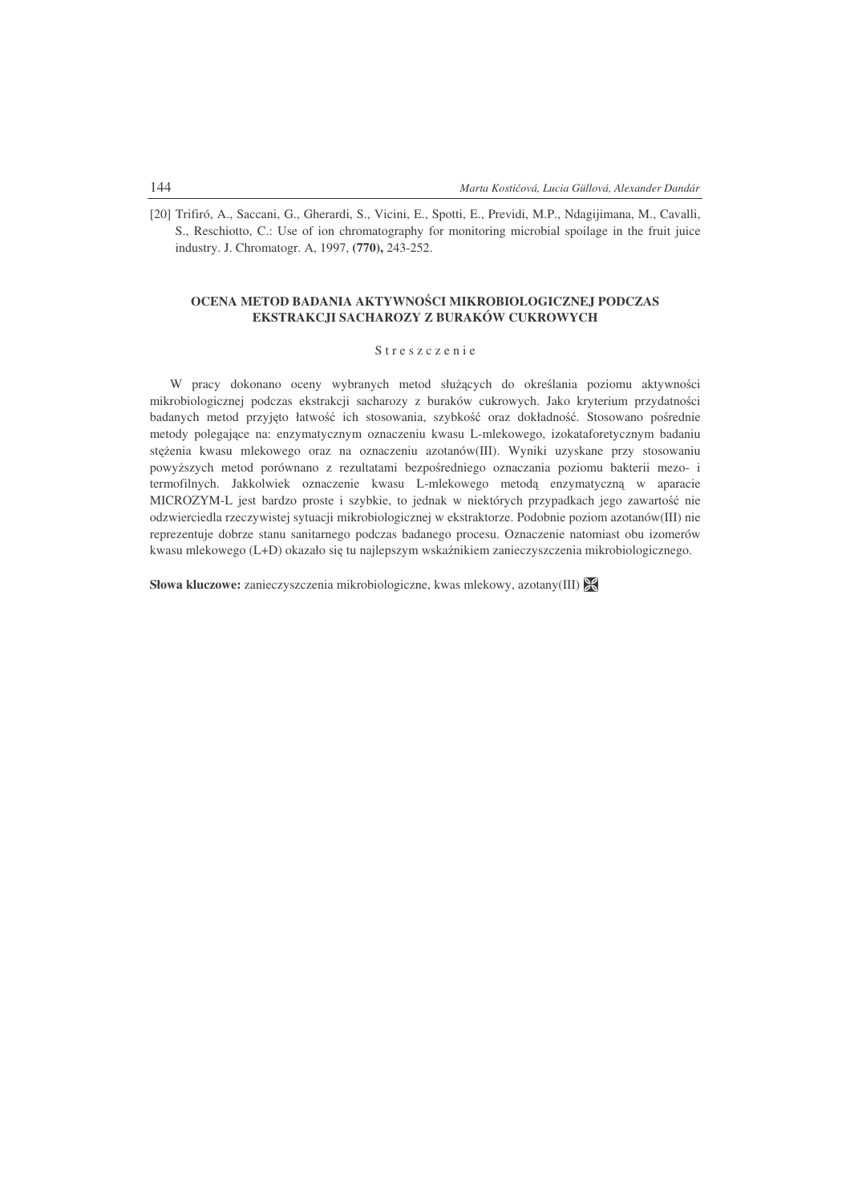[20] Trifiró, A., Saccani, G., Gherardi, S., Vicini, E., Spotti, E., Previdi, M.P., Ndagijimana, M., Cavalli, S., Reschiotto, C.: Use of ion chromatography for monitoring microbial spoilage in the fruit juice industry. J. Chromatogr. A, 1997, **(770),** 243-252.

## OCENA METOD BADANIA AKTYWNOŚCI MIKROBIOLOGICZNEJ PODCZAS EKSTRAKCJI SACHAROZY Z BURAKÓW CUKROWYCH

### Streszczenie

W pracy dokonano oceny wybranych metod służących do określania poziomu aktywności mikrobiologicznej podczas ekstrakcji sacharozy z buraków cukrowych. Jako kryterium przydatności badanych metod przyjęto łatwość ich stosowania, szybkość oraz dokładność. Stosowano pośrednie metody polegające na: enzymatycznym oznaczeniu kwasu L-mlekowego, izokataforetycznym badaniu stężenia kwasu mlekowego oraz na oznaczeniu azotanów(III). Wyniki uzyskane przy stosowaniu powyższych metod porównano z rezultatami bezpośredniego oznaczania poziomu bakterii mezo- i termofilnych. Jakkolwiek oznaczenie kwasu L-mlekowego metodą enzymatyczną w aparacie MICROZYM-L jest bardzo proste i szybkie, to jednak w niektórych przypadkach jego zawartość nie odzwierciedla rzeczywistej sytuacji mikrobiologicznej w ekstraktorze. Podobnie poziom azotanów(III) nie reprezentuje dobrze stanu sanitarnego podczas badanego procesu. Oznaczenie natomiast obu izomerów kwasu mlekowego (L+D) okazało się tu najlepszym wskaźnikiem zanieczyszczenia mikrobiologicznego.

**Słowa kluczowe:** zanieczyszczenia mikrobiologiczne, kwas mlekowy, azotany(III)